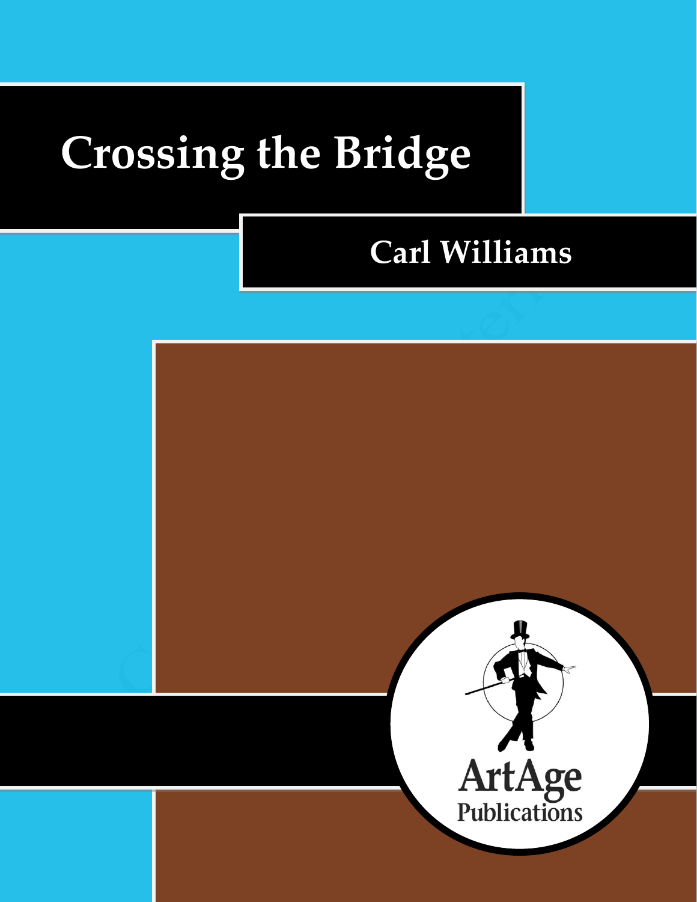# Crossing the Bridge

## Carl Williams

ArtAge Publications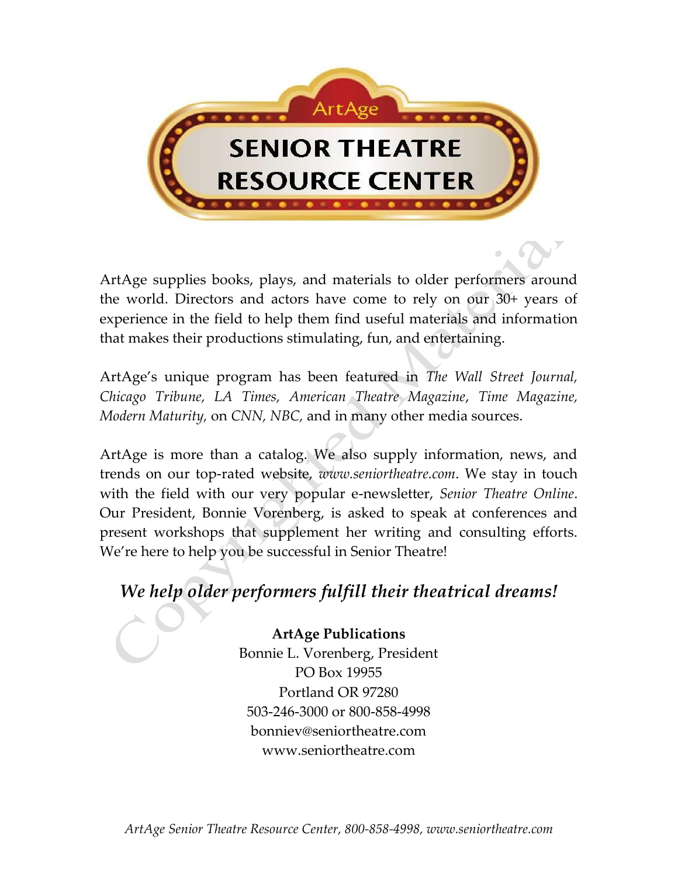# ArtAge SENIOR THEATRE RESOURCE CENTER

ArtAge supplies books, plays, and materials to older performers around the world. Directors and actors have come to rely on our 30+ years of experience in the field to help them find useful materials and information that makes their productions stimulating, fun, and entertaining.

ArtAge's unique program has been featured in *The Wall Street Journal, Chicago Tribune, LA Times, American Theatre Magazine*, *Time Magazine, Modern Maturity,* on *CNN, NBC,* and in many other media sources.

ArtAge is more than a catalog. We also supply information, news, and trends on our top-rated website, *www.seniortheatre.com*. We stay in touch with the field with our very popular e-newsletter, *Senior Theatre Online*. Our President, Bonnie Vorenberg, is asked to speak at conferences and present workshops that supplement her writing and consulting efforts. We're here to help you be successful in Senior Theatre!

## *We help older performers fulfill their theatrical dreams!*

**ArtAge Publications**
Bonnie L. Vorenberg, President
PO Box 19955
Portland OR 97280
503-246-3000 or 800-858-4998
bonniev@seniortheatre.com
www.seniortheatre.com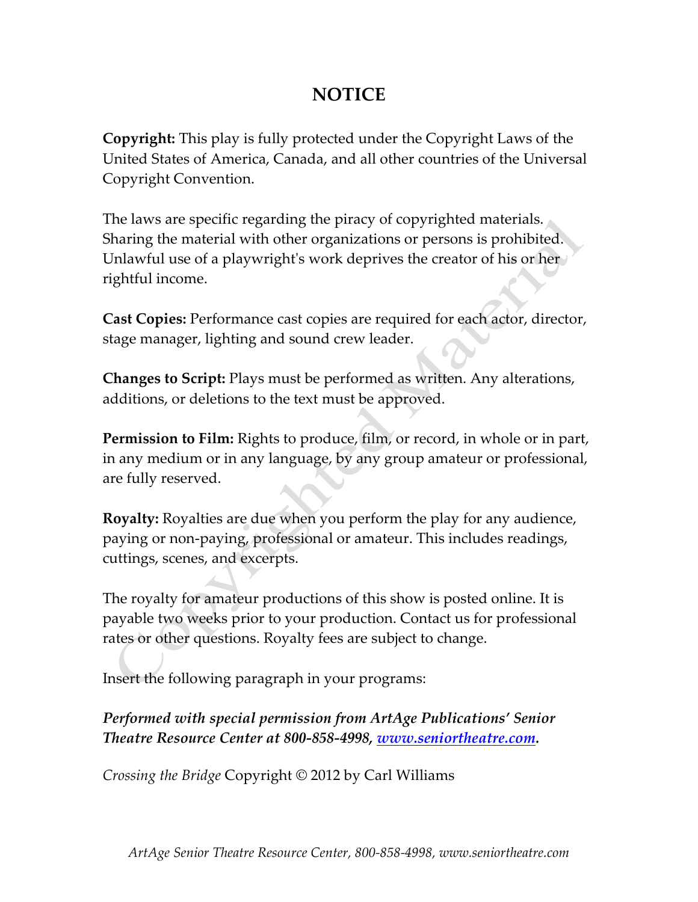# NOTICE

**Copyright:** This play is fully protected under the Copyright Laws of the United States of America, Canada, and all other countries of the Universal Copyright Convention.

The laws are specific regarding the piracy of copyrighted materials. Sharing the material with other organizations or persons is prohibited. Unlawful use of a playwright's work deprives the creator of his or her rightful income.

**Cast Copies:** Performance cast copies are required for each actor, director, stage manager, lighting and sound crew leader.

**Changes to Script:** Plays must be performed as written. Any alterations, additions, or deletions to the text must be approved.

**Permission to Film:** Rights to produce, film, or record, in whole or in part, in any medium or in any language, by any group amateur or professional, are fully reserved.

**Royalty:** Royalties are due when you perform the play for any audience, paying or non-paying, professional or amateur. This includes readings, cuttings, scenes, and excerpts.

The royalty for amateur productions of this show is posted online. It is payable two weeks prior to your production. Contact us for professional rates or other questions. Royalty fees are subject to change.

Insert the following paragraph in your programs:

***Performed with special permission from ArtAge Publications' Senior Theatre Resource Center at 800-858-4998, [www.seniortheatre.com](http://www.seniortheatre.com).***

*Crossing the Bridge* Copyright © 2012 by Carl Williams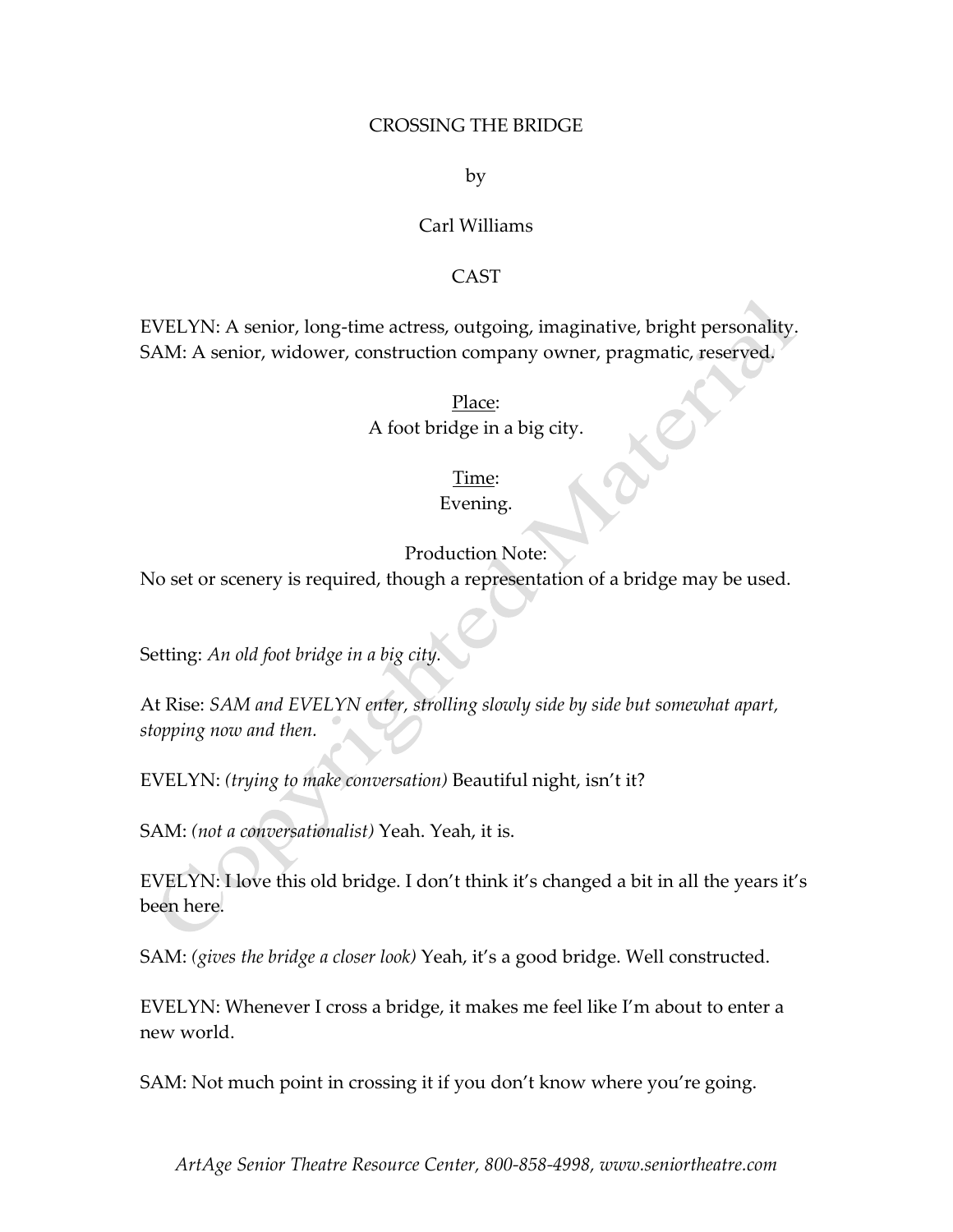CROSSING THE BRIDGE

by

Carl Williams

CAST

EVELYN: A senior, long-time actress, outgoing, imaginative, bright personality.
SAM: A senior, widower, construction company owner, pragmatic, reserved.

Place:
A foot bridge in a big city.

Time:
Evening.

Production Note:
No set or scenery is required, though a representation of a bridge may be used.

Setting: *An old foot bridge in a big city.*

At Rise: *SAM and EVELYN enter, strolling slowly side by side but somewhat apart, stopping now and then.*

EVELYN: *(trying to make conversation)* Beautiful night, isn't it?

SAM: *(not a conversationalist)* Yeah. Yeah, it is.

EVELYN: I love this old bridge. I don't think it's changed a bit in all the years it's been here.

SAM: *(gives the bridge a closer look)* Yeah, it's a good bridge. Well constructed.

EVELYN: Whenever I cross a bridge, it makes me feel like I'm about to enter a new world.

SAM: Not much point in crossing it if you don't know where you're going.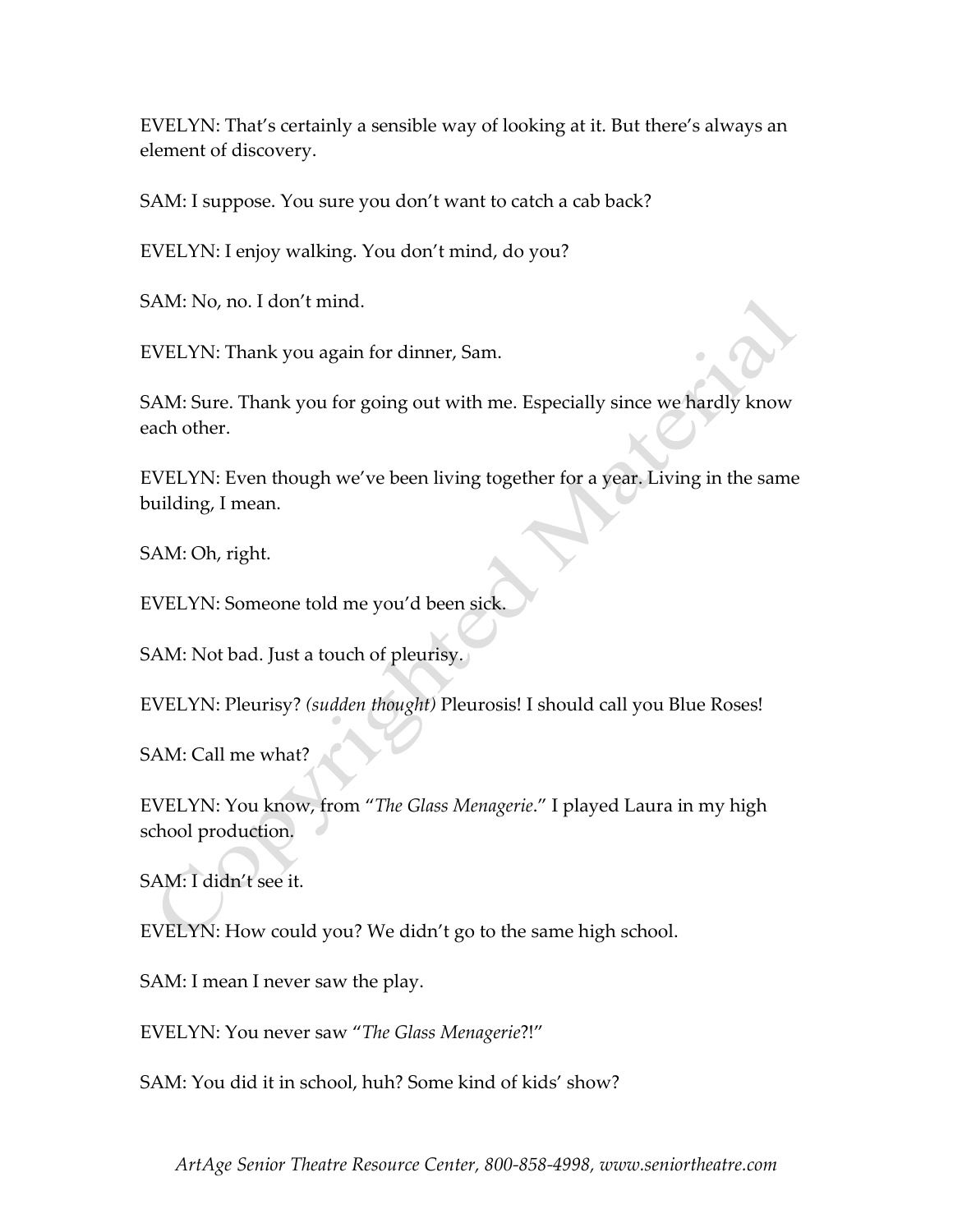EVELYN: That's certainly a sensible way of looking at it. But there's always an element of discovery.

SAM: I suppose. You sure you don't want to catch a cab back?

EVELYN: I enjoy walking. You don't mind, do you?

SAM: No, no. I don't mind.

EVELYN: Thank you again for dinner, Sam.

SAM: Sure. Thank you for going out with me. Especially since we hardly know each other.

EVELYN: Even though we've been living together for a year. Living in the same building, I mean.

SAM: Oh, right.

EVELYN: Someone told me you'd been sick.

SAM: Not bad. Just a touch of pleurisy.

EVELYN: Pleurisy? *(sudden thought)* Pleurosis! I should call you Blue Roses!

SAM: Call me what?

EVELYN: You know, from "*The Glass Menagerie*." I played Laura in my high school production.

SAM: I didn't see it.

EVELYN: How could you? We didn't go to the same high school.

SAM: I mean I never saw the play.

EVELYN: You never saw "*The Glass Menagerie*?!"

SAM: You did it in school, huh? Some kind of kids' show?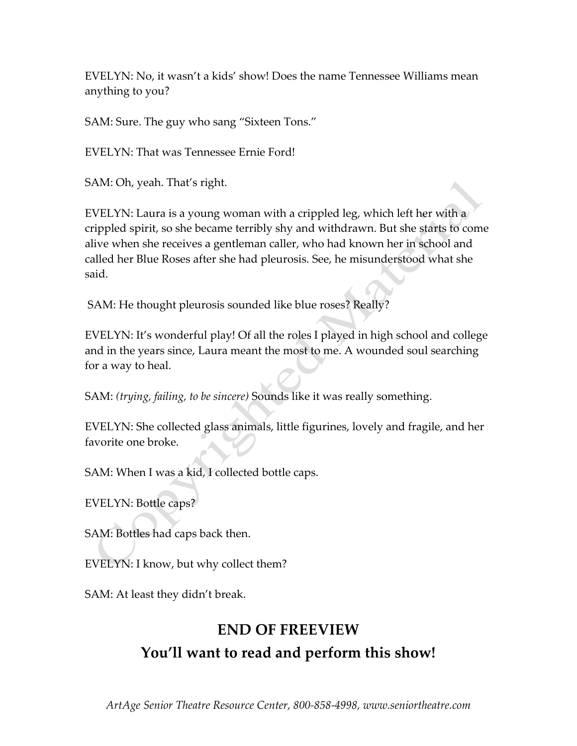EVELYN: No, it wasn't a kids' show! Does the name Tennessee Williams mean anything to you?

SAM: Sure. The guy who sang "Sixteen Tons."

EVELYN: That was Tennessee Ernie Ford!

SAM: Oh, yeah. That's right.

EVELYN: Laura is a young woman with a crippled leg, which left her with a crippled spirit, so she became terribly shy and withdrawn. But she starts to come alive when she receives a gentleman caller, who had known her in school and called her Blue Roses after she had pleurosis. See, he misunderstood what she said.

SAM: He thought pleurosis sounded like blue roses? Really?

EVELYN: It's wonderful play! Of all the roles I played in high school and college and in the years since, Laura meant the most to me. A wounded soul searching for a way to heal.

SAM: *(trying, failing, to be sincere)* Sounds like it was really something.

EVELYN: She collected glass animals, little figurines, lovely and fragile, and her favorite one broke.

SAM: When I was a kid, I collected bottle caps.

EVELYN: Bottle caps?

SAM: Bottles had caps back then.

EVELYN: I know, but why collect them?

SAM: At least they didn't break.

## END OF FREEVIEW

## You'll want to read and perform this show!

*ArtAge Senior Theatre Resource Center, 800-858-4998, www.seniortheatre.com*